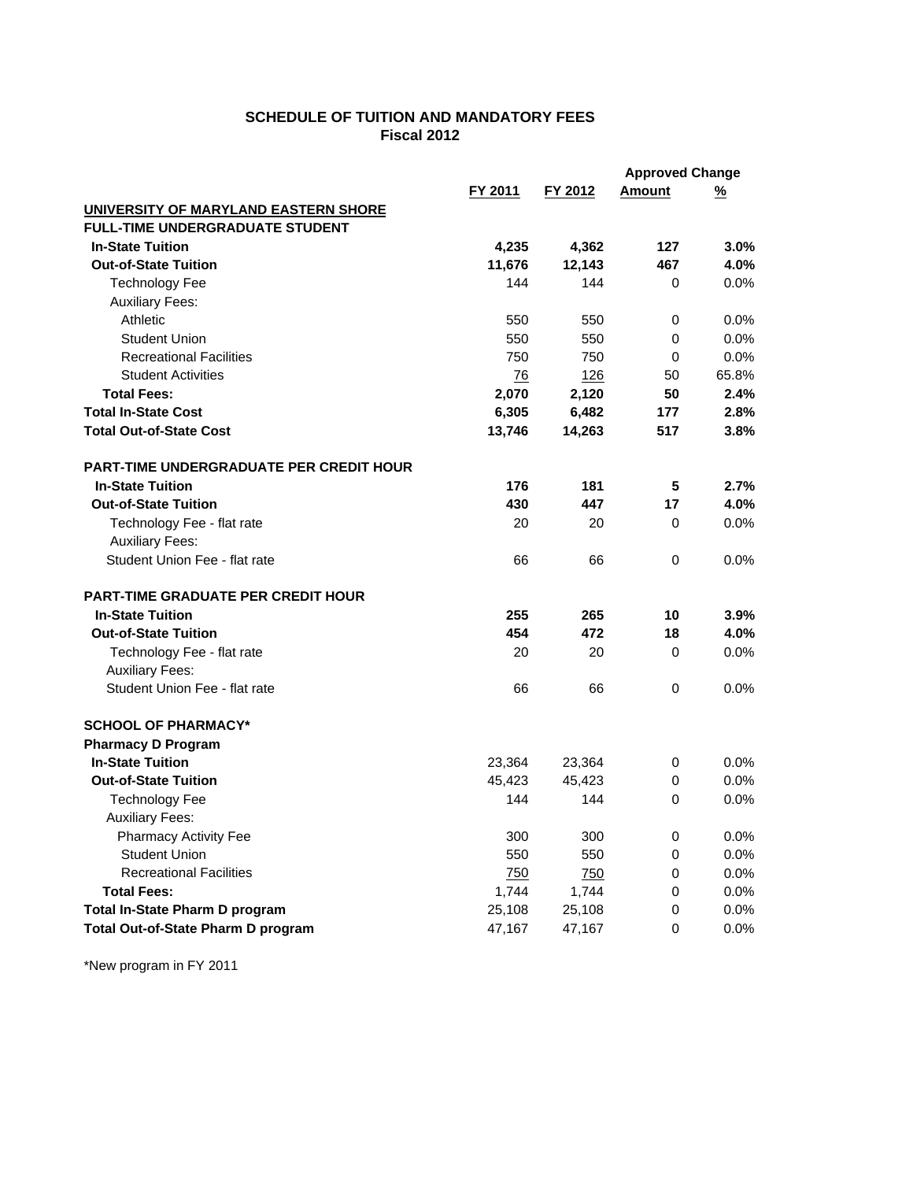## SCHEDULE OF TUITION AND MANDATORY FEES
### Fiscal 2012

| | FY 2011 | FY 2012 | Approved Change Amount | Approved Change % |
|---|---|---|---|---|
| **UNIVERSITY OF MARYLAND EASTERN SHORE** | | | | |
| **FULL-TIME UNDERGRADUATE STUDENT** | | | | |
| **In-State Tuition** | **4,235** | **4,362** | **127** | **3.0%** |
| **Out-of-State Tuition** | **11,676** | **12,143** | **467** | **4.0%** |
| Technology Fee | 144 | 144 | 0 | 0.0% |
| Auxiliary Fees: | | | | |
| Athletic | 550 | 550 | 0 | 0.0% |
| Student Union | 550 | 550 | 0 | 0.0% |
| Recreational Facilities | 750 | 750 | 0 | 0.0% |
| Student Activities | 76 | 126 | 50 | 65.8% |
| **Total Fees:** | **2,070** | **2,120** | **50** | **2.4%** |
| **Total In-State Cost** | **6,305** | **6,482** | **177** | **2.8%** |
| **Total Out-of-State Cost** | **13,746** | **14,263** | **517** | **3.8%** |
| | | | | |
| **PART-TIME UNDERGRADUATE PER CREDIT HOUR** | | | | |
| **In-State Tuition** | **176** | **181** | **5** | **2.7%** |
| **Out-of-State Tuition** | **430** | **447** | **17** | **4.0%** |
| Technology Fee - flat rate | 20 | 20 | 0 | 0.0% |
| Auxiliary Fees: | | | | |
| Student Union Fee - flat rate | 66 | 66 | 0 | 0.0% |
| | | | | |
| **PART-TIME GRADUATE PER CREDIT HOUR** | | | | |
| **In-State Tuition** | **255** | **265** | **10** | **3.9%** |
| **Out-of-State Tuition** | **454** | **472** | **18** | **4.0%** |
| Technology Fee - flat rate | 20 | 20 | 0 | 0.0% |
| Auxiliary Fees: | | | | |
| Student Union Fee - flat rate | 66 | 66 | 0 | 0.0% |
| | | | | |
| **SCHOOL OF PHARMACY*** | | | | |
| **Pharmacy D Program** | | | | |
| **In-State Tuition** | 23,364 | 23,364 | 0 | 0.0% |
| **Out-of-State Tuition** | 45,423 | 45,423 | 0 | 0.0% |
| Technology Fee | 144 | 144 | 0 | 0.0% |
| Auxiliary Fees: | | | | |
| Pharmacy Activity Fee | 300 | 300 | 0 | 0.0% |
| Student Union | 550 | 550 | 0 | 0.0% |
| Recreational Facilities | 750 | 750 | 0 | 0.0% |
| **Total Fees:** | 1,744 | 1,744 | 0 | 0.0% |
| **Total In-State Pharm D program** | 25,108 | 25,108 | 0 | 0.0% |
| **Total Out-of-State Pharm D program** | 47,167 | 47,167 | 0 | 0.0% |

*New program in FY 2011